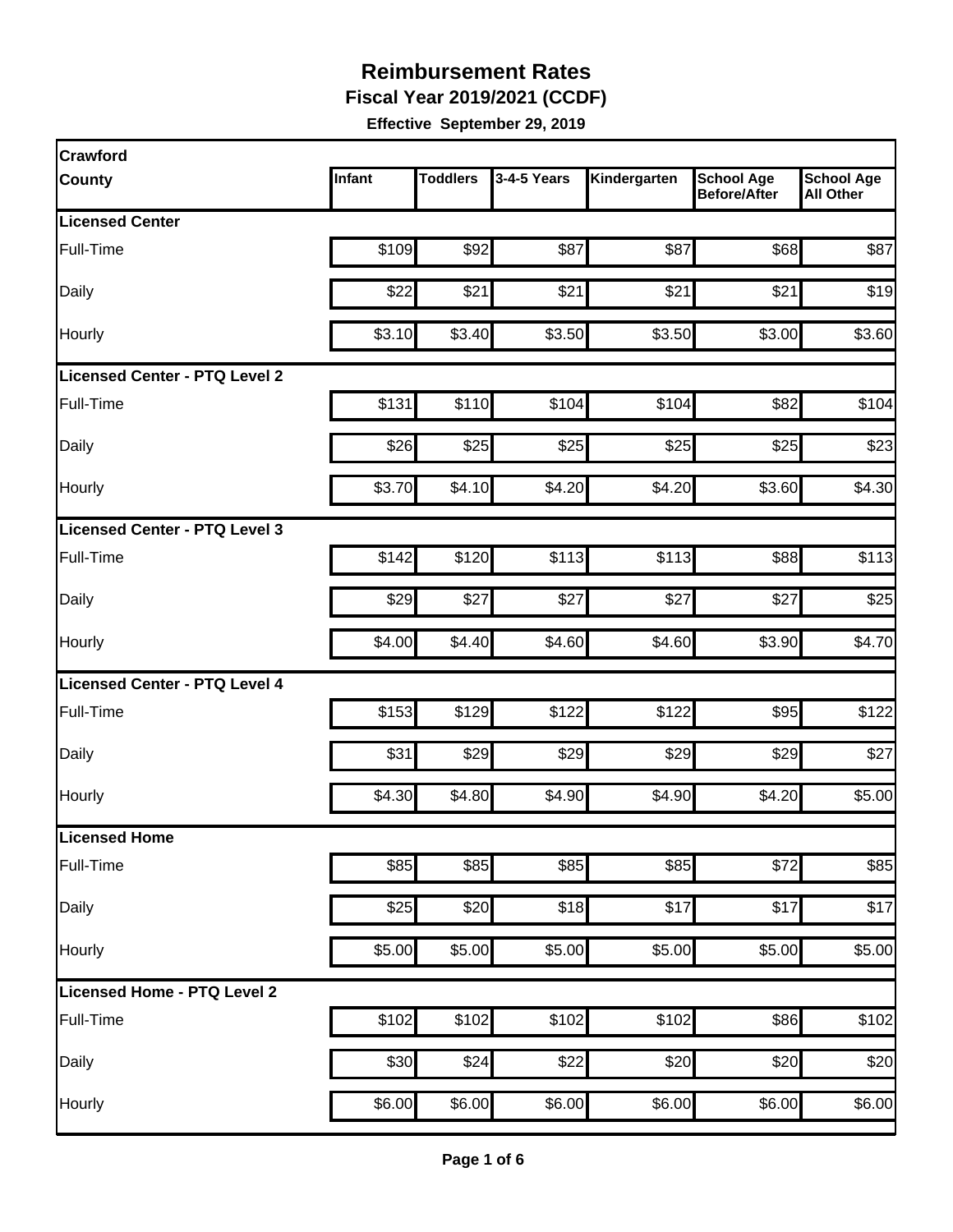# Reimbursement Rates

**Fiscal Year 2019/2021 (CCDF)**

**Effective September 29, 2019**

| Crawford County | Infant | Toddlers | 3-4-5 Years | Kindergarten | School Age Before/After | School Age All Other |
|---|---|---|---|---|---|---|
| **Licensed Center** | | | | | | |
| Full-Time | $109 | $92 | $87 | $87 | $68 | $87 |
| Daily | $22 | $21 | $21 | $21 | $21 | $19 |
| Hourly | $3.10 | $3.40 | $3.50 | $3.50 | $3.00 | $3.60 |
| **Licensed Center - PTQ Level 2** | | | | | | |
| Full-Time | $131 | $110 | $104 | $104 | $82 | $104 |
| Daily | $26 | $25 | $25 | $25 | $25 | $23 |
| Hourly | $3.70 | $4.10 | $4.20 | $4.20 | $3.60 | $4.30 |
| **Licensed Center - PTQ Level 3** | | | | | | |
| Full-Time | $142 | $120 | $113 | $113 | $88 | $113 |
| Daily | $29 | $27 | $27 | $27 | $27 | $25 |
| Hourly | $4.00 | $4.40 | $4.60 | $4.60 | $3.90 | $4.70 |
| **Licensed Center - PTQ Level 4** | | | | | | |
| Full-Time | $153 | $129 | $122 | $122 | $95 | $122 |
| Daily | $31 | $29 | $29 | $29 | $29 | $27 |
| Hourly | $4.30 | $4.80 | $4.90 | $4.90 | $4.20 | $5.00 |
| **Licensed Home** | | | | | | |
| Full-Time | $85 | $85 | $85 | $85 | $72 | $85 |
| Daily | $25 | $20 | $18 | $17 | $17 | $17 |
| Hourly | $5.00 | $5.00 | $5.00 | $5.00 | $5.00 | $5.00 |
| **Licensed Home - PTQ Level 2** | | | | | | |
| Full-Time | $102 | $102 | $102 | $102 | $86 | $102 |
| Daily | $30 | $24 | $22 | $20 | $20 | $20 |
| Hourly | $6.00 | $6.00 | $6.00 | $6.00 | $6.00 | $6.00 |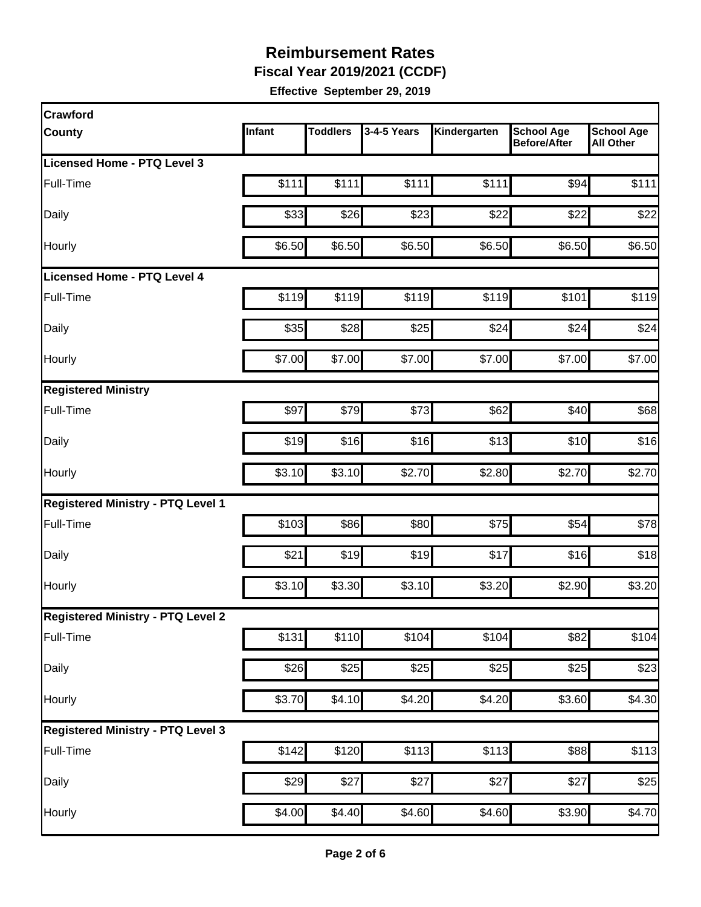# Reimbursement Rates

**Fiscal Year 2019/2021 (CCDF)**

**Effective September 29, 2019**

| Crawford County | Infant | Toddlers | 3-4-5 Years | Kindergarten | School Age Before/After | School Age All Other |
|---|---|---|---|---|---|---|
| **Licensed Home - PTQ Level 3** | | | | | | |
| Full-Time | $111 | $111 | $111 | $111 | $94 | $111 |
| Daily | $33 | $26 | $23 | $22 | $22 | $22 |
| Hourly | $6.50 | $6.50 | $6.50 | $6.50 | $6.50 | $6.50 |
| **Licensed Home - PTQ Level 4** | | | | | | |
| Full-Time | $119 | $119 | $119 | $119 | $101 | $119 |
| Daily | $35 | $28 | $25 | $24 | $24 | $24 |
| Hourly | $7.00 | $7.00 | $7.00 | $7.00 | $7.00 | $7.00 |
| **Registered Ministry** | | | | | | |
| Full-Time | $97 | $79 | $73 | $62 | $40 | $68 |
| Daily | $19 | $16 | $16 | $13 | $10 | $16 |
| Hourly | $3.10 | $3.10 | $2.70 | $2.80 | $2.70 | $2.70 |
| **Registered Ministry - PTQ Level 1** | | | | | | |
| Full-Time | $103 | $86 | $80 | $75 | $54 | $78 |
| Daily | $21 | $19 | $19 | $17 | $16 | $18 |
| Hourly | $3.10 | $3.30 | $3.10 | $3.20 | $2.90 | $3.20 |
| **Registered Ministry - PTQ Level 2** | | | | | | |
| Full-Time | $131 | $110 | $104 | $104 | $82 | $104 |
| Daily | $26 | $25 | $25 | $25 | $25 | $23 |
| Hourly | $3.70 | $4.10 | $4.20 | $4.20 | $3.60 | $4.30 |
| **Registered Ministry - PTQ Level 3** | | | | | | |
| Full-Time | $142 | $120 | $113 | $113 | $88 | $113 |
| Daily | $29 | $27 | $27 | $27 | $27 | $25 |
| Hourly | $4.00 | $4.40 | $4.60 | $4.60 | $3.90 | $4.70 |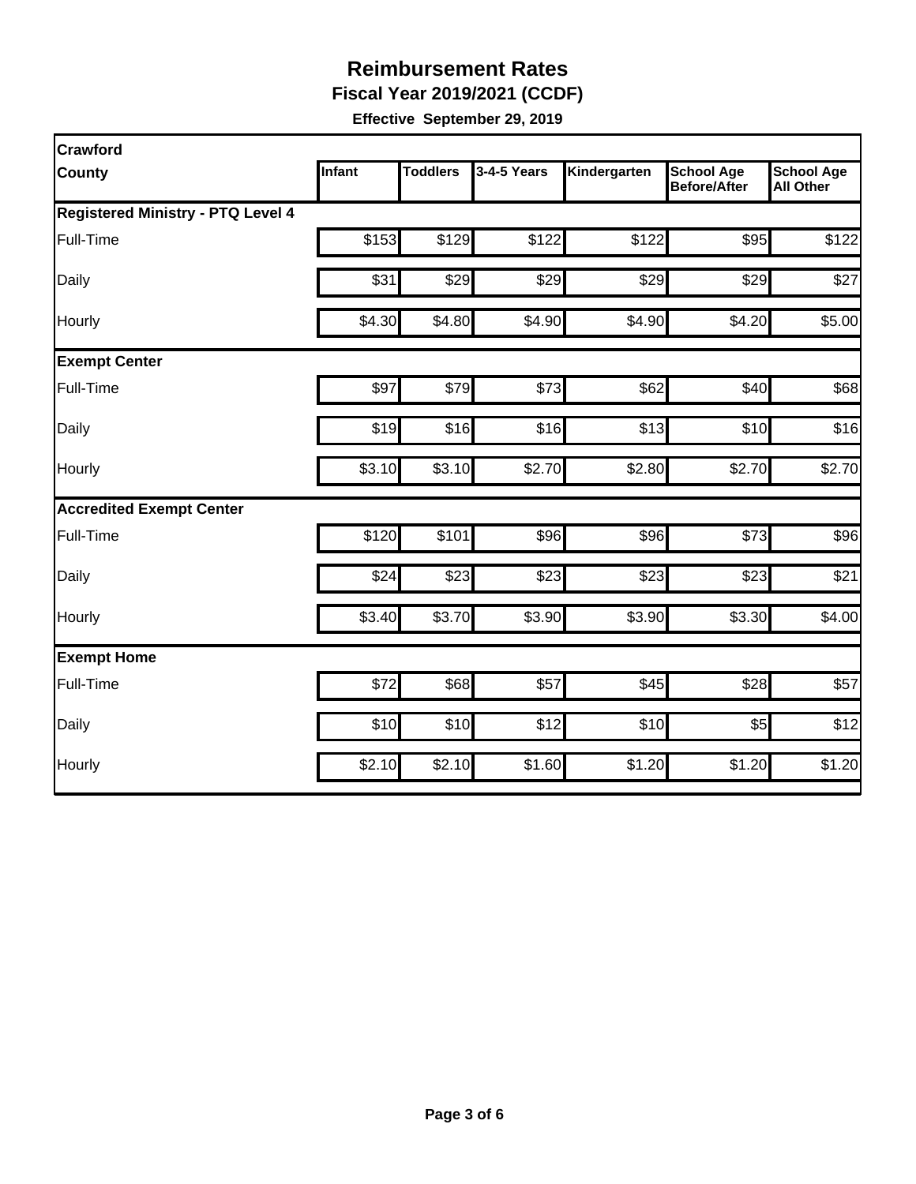# Reimbursement Rates

**Fiscal Year 2019/2021 (CCDF)**

**Effective September 29, 2019**

| Crawford County | Infant | Toddlers | 3-4-5 Years | Kindergarten | School Age Before/After | School Age All Other |
|---|---|---|---|---|---|---|
| **Registered Ministry - PTQ Level 4** | | | | | | |
| Full-Time | $153 | $129 | $122 | $122 | $95 | $122 |
| Daily | $31 | $29 | $29 | $29 | $29 | $27 |
| Hourly | $4.30 | $4.80 | $4.90 | $4.90 | $4.20 | $5.00 |
| **Exempt Center** | | | | | | |
| Full-Time | $97 | $79 | $73 | $62 | $40 | $68 |
| Daily | $19 | $16 | $16 | $13 | $10 | $16 |
| Hourly | $3.10 | $3.10 | $2.70 | $2.80 | $2.70 | $2.70 |
| **Accredited Exempt Center** | | | | | | |
| Full-Time | $120 | $101 | $96 | $96 | $73 | $96 |
| Daily | $24 | $23 | $23 | $23 | $23 | $21 |
| Hourly | $3.40 | $3.70 | $3.90 | $3.90 | $3.30 | $4.00 |
| **Exempt Home** | | | | | | |
| Full-Time | $72 | $68 | $57 | $45 | $28 | $57 |
| Daily | $10 | $10 | $12 | $10 | $5 | $12 |
| Hourly | $2.10 | $2.10 | $1.60 | $1.20 | $1.20 | $1.20 |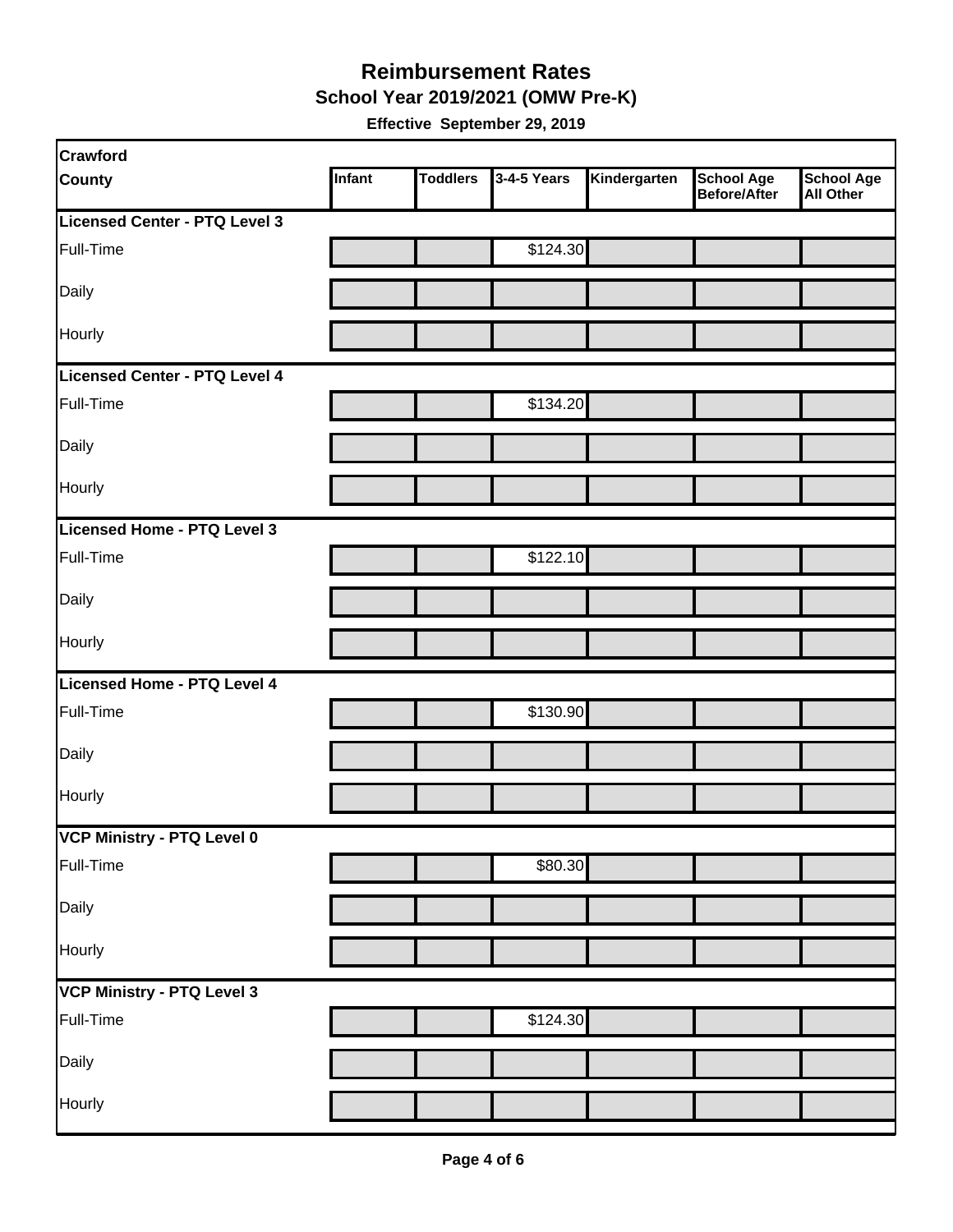# Reimbursement Rates

**School Year 2019/2021 (OMW Pre-K)**

**Effective September 29, 2019**

| Crawford County | Infant | Toddlers | 3-4-5 Years | Kindergarten | School Age Before/After | School Age All Other |
|---|---|---|---|---|---|---|
| **Licensed Center - PTQ Level 3** | | | | | | |
| Full-Time | | | $124.30 | | | |
| Daily | | | | | | |
| Hourly | | | | | | |
| **Licensed Center - PTQ Level 4** | | | | | | |
| Full-Time | | | $134.20 | | | |
| Daily | | | | | | |
| Hourly | | | | | | |
| **Licensed Home - PTQ Level 3** | | | | | | |
| Full-Time | | | $122.10 | | | |
| Daily | | | | | | |
| Hourly | | | | | | |
| **Licensed Home - PTQ Level 4** | | | | | | |
| Full-Time | | | $130.90 | | | |
| Daily | | | | | | |
| Hourly | | | | | | |
| **VCP Ministry - PTQ Level 0** | | | | | | |
| Full-Time | | | $80.30 | | | |
| Daily | | | | | | |
| Hourly | | | | | | |
| **VCP Ministry - PTQ Level 3** | | | | | | |
| Full-Time | | | $124.30 | | | |
| Daily | | | | | | |
| Hourly | | | | | | |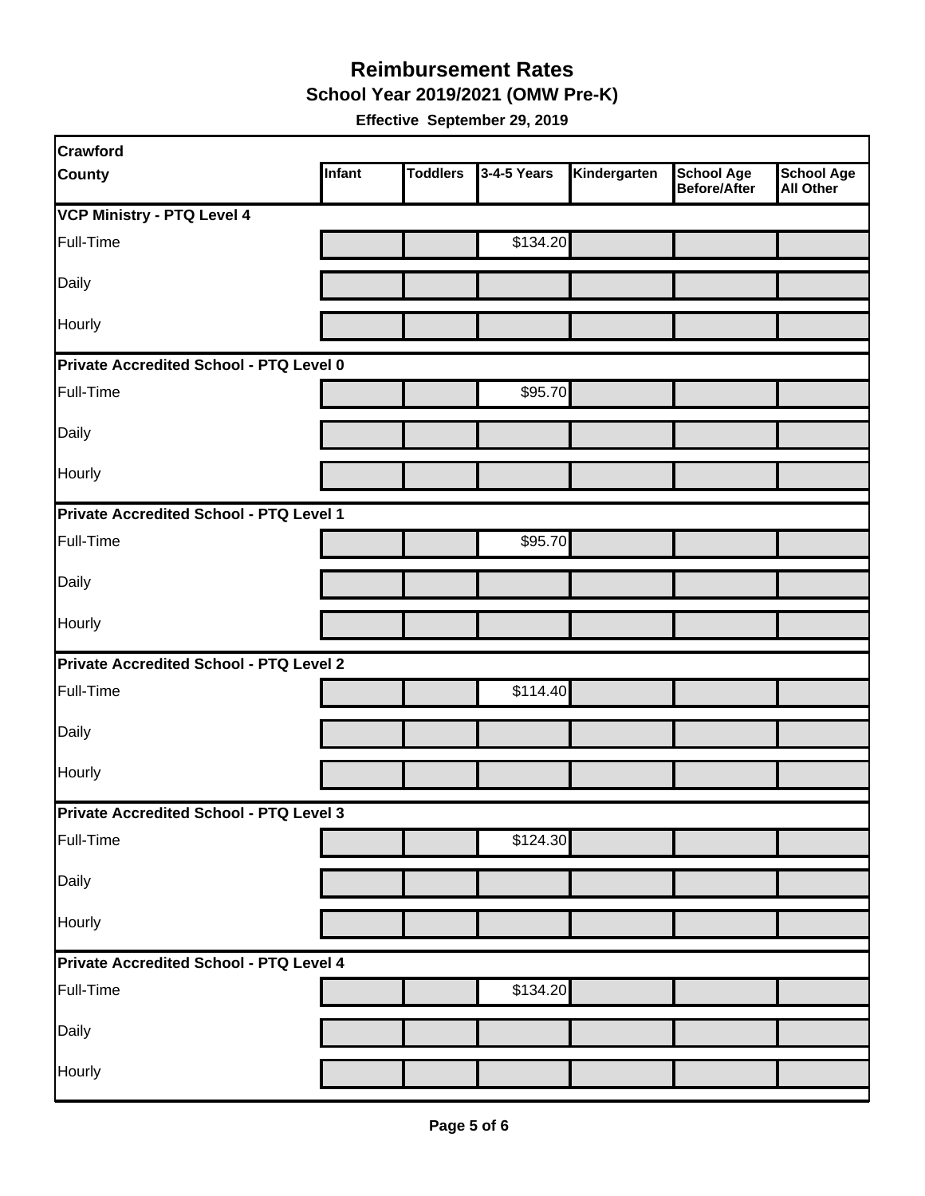# Reimbursement Rates

## School Year 2019/2021 (OMW Pre-K)

**Effective September 29, 2019**

| Crawford County | Infant | Toddlers | 3-4-5 Years | Kindergarten | School Age Before/After | School Age All Other |
|---|---|---|---|---|---|---|
| **VCP Ministry - PTQ Level 4** | | | | | | |
| Full-Time | | | $134.20 | | | |
| Daily | | | | | | |
| Hourly | | | | | | |
| **Private Accredited School - PTQ Level 0** | | | | | | |
| Full-Time | | | $95.70 | | | |
| Daily | | | | | | |
| Hourly | | | | | | |
| **Private Accredited School - PTQ Level 1** | | | | | | |
| Full-Time | | | $95.70 | | | |
| Daily | | | | | | |
| Hourly | | | | | | |
| **Private Accredited School - PTQ Level 2** | | | | | | |
| Full-Time | | | $114.40 | | | |
| Daily | | | | | | |
| Hourly | | | | | | |
| **Private Accredited School - PTQ Level 3** | | | | | | |
| Full-Time | | | $124.30 | | | |
| Daily | | | | | | |
| Hourly | | | | | | |
| **Private Accredited School - PTQ Level 4** | | | | | | |
| Full-Time | | | $134.20 | | | |
| Daily | | | | | | |
| Hourly | | | | | | |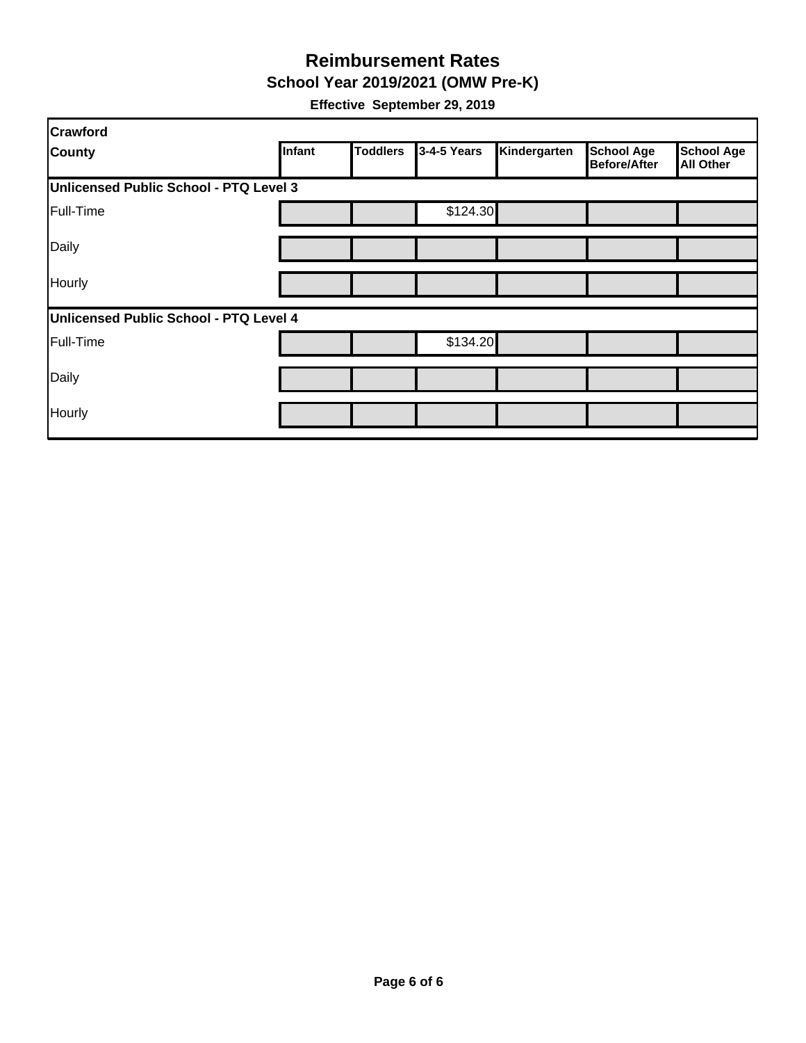# Reimbursement Rates

## School Year 2019/2021 (OMW Pre-K)

**Effective September 29, 2019**

| Crawford County | Infant | Toddlers | 3-4-5 Years | Kindergarten | School Age Before/After | School Age All Other |
|---|---|---|---|---|---|---|
| **Unlicensed Public School - PTQ Level 3** | | | | | | |
| Full-Time | | | $124.30 | | | |
| Daily | | | | | | |
| Hourly | | | | | | |
| **Unlicensed Public School - PTQ Level 4** | | | | | | |
| Full-Time | | | $134.20 | | | |
| Daily | | | | | | |
| Hourly | | | | | | |